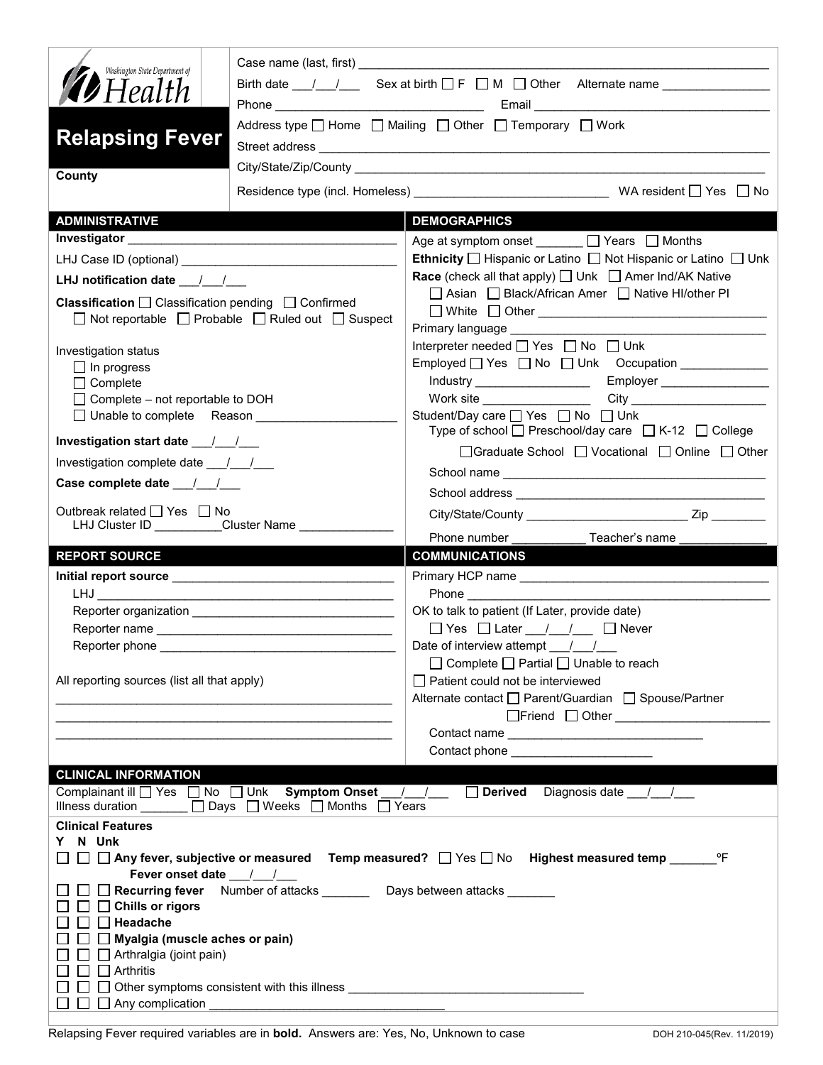Washington State Department of Health

# Relapsing Fever

County

Case name (last, first) ___________________________

Birth date ___/___/___ Sex at birth ☐ F ☐ M ☐ Other Alternate name ___________

Phone ___________________ Email ___________________

Address type ☐ Home ☐ Mailing ☐ Other ☐ Temporary ☐ Work

Street address ___________________________

City/State/Zip/County ___________________________

Residence type (incl. Homeless) ___________________ WA resident ☐ Yes ☐ No

## ADMINISTRATIVE

**Investigator** ___________________

LHJ Case ID (optional) ___________________

**LHJ notification date** ___/___/___

**Classification** ☐ Classification pending ☐ Confirmed
☐ Not reportable ☐ Probable ☐ Ruled out ☐ Suspect

Investigation status
☐ In progress
☐ Complete
☐ Complete – not reportable to DOH
☐ Unable to complete Reason ___________

**Investigation start date** ___/___/___

Investigation complete date ___/___/___

**Case complete date** ___/___/___

Outbreak related ☐ Yes ☐ No
LHJ Cluster ID _________ Cluster Name ___________

## DEMOGRAPHICS

Age at symptom onset _______ ☐ Years ☐ Months

**Ethnicity** ☐ Hispanic or Latino ☐ Not Hispanic or Latino ☐ Unk

**Race** (check all that apply) ☐ Unk ☐ Amer Ind/AK Native
☐ Asian ☐ Black/African Amer ☐ Native HI/other PI
☐ White ☐ Other ___________

Primary language ___________

Interpreter needed ☐ Yes ☐ No ☐ Unk

Employed ☐ Yes ☐ No ☐ Unk Occupation ___________

Industry ___________ Employer ___________

Work site ___________ City ___________

Student/Day care ☐ Yes ☐ No ☐ Unk
Type of school ☐ Preschool/day care ☐ K-12 ☐ College
☐ Graduate School ☐ Vocational ☐ Online ☐ Other

School name ___________

School address ___________

City/State/County ___________ Zip ________

Phone number ___________ Teacher's name ___________

## REPORT SOURCE

**Initial report source** ___________

LHJ ___________

Reporter organization ___________

Reporter name ___________

Reporter phone ___________

All reporting sources (list all that apply)

___________

___________

___________

## COMMUNICATIONS

Primary HCP name ___________

Phone ___________

OK to talk to patient (If Later, provide date)
☐ Yes ☐ Later ___/___/___ ☐ Never

Date of interview attempt ___/___/___
☐ Complete ☐ Partial ☐ Unable to reach

☐ Patient could not be interviewed

Alternate contact ☐ Parent/Guardian ☐ Spouse/Partner
☐ Friend ☐ Other ___________

Contact name ___________

Contact phone ___________

## CLINICAL INFORMATION

Complainant ill ☐ Yes ☐ No ☐ Unk **Symptom Onset** ___/___/___ ☐ **Derived** Diagnosis date ___/___/___

Illness duration _______ ☐ Days ☐ Weeks ☐ Months ☐ Years

**Clinical Features**

Y N Unk

☐ ☐ ☐ **Any fever, subjective or measured** **Temp measured?** ☐ Yes ☐ No **Highest measured temp** _______ ºF
**Fever onset date** ___/___/___

☐ ☐ ☐ **Recurring fever** Number of attacks _______ Days between attacks _______

☐ ☐ ☐ **Chills or rigors**

☐ ☐ ☐ **Headache**

☐ ☐ ☐ **Myalgia (muscle aches or pain)**

☐ ☐ ☐ Arthralgia (joint pain)

☐ ☐ ☐ Arthritis

☐ ☐ ☐ Other symptoms consistent with this illness ___________

☐ ☐ ☐ Any complication ___________

Relapsing Fever required variables are in **bold**. Answers are: Yes, No, Unknown to case

DOH 210-045(Rev. 11/2019)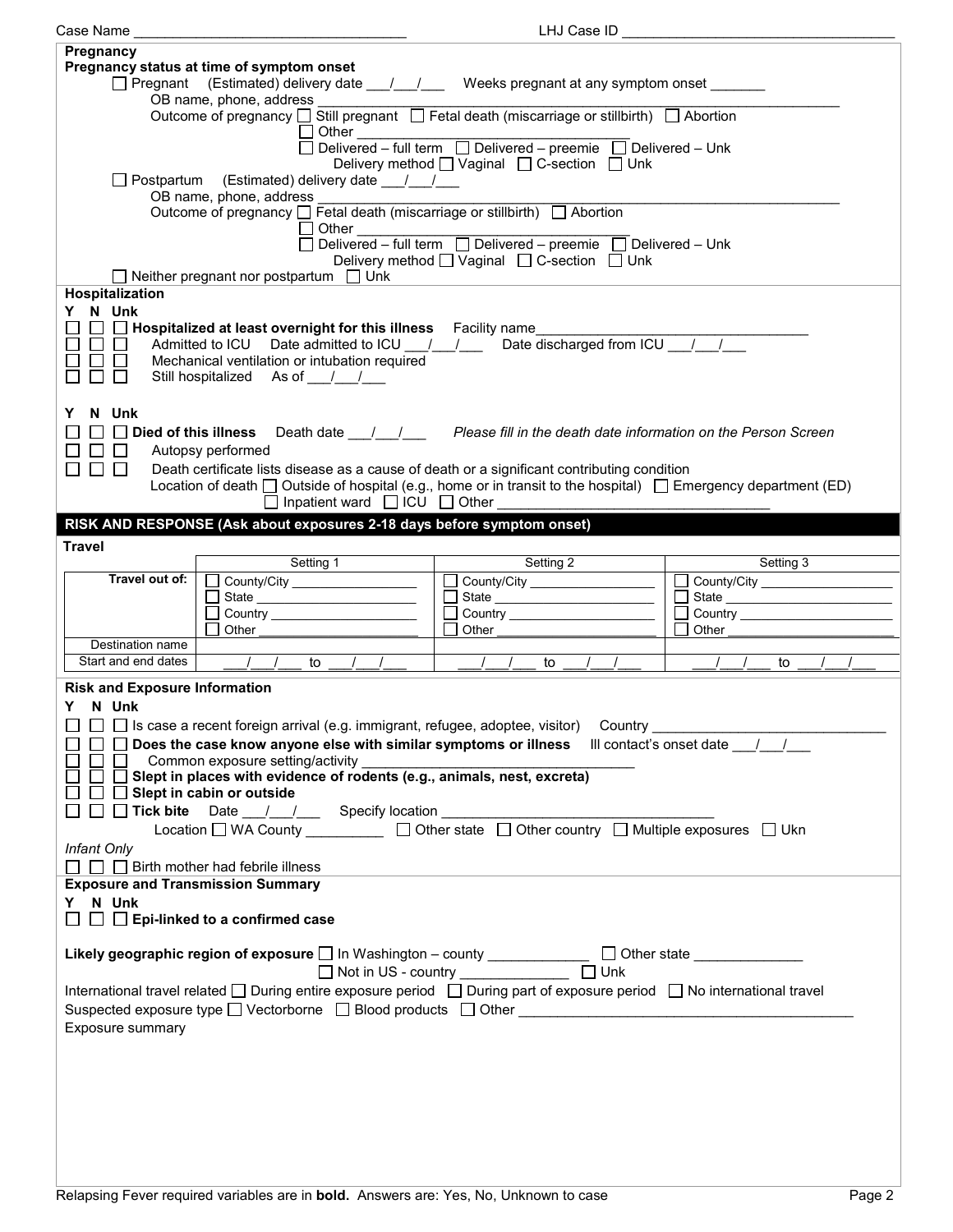Case Name ___________________________________ LHJ Case ID ___________________________________

**Pregnancy**

**Pregnancy status at time of symptom onset**

☐ Pregnant (Estimated) delivery date ___/___/___ Weeks pregnant at any symptom onset _______

OB name, phone, address ___________________________________

Outcome of pregnancy ☐ Still pregnant ☐ Fetal death (miscarriage or stillbirth) ☐ Abortion

☐ Other ___________________________________

☐ Delivered – full term ☐ Delivered – preemie ☐ Delivered – Unk

Delivery method ☐ Vaginal ☐ C-section ☐ Unk

☐ Postpartum (Estimated) delivery date ___/___/___

OB name, phone, address ___________________________________

Outcome of pregnancy ☐ Fetal death (miscarriage or stillbirth) ☐ Abortion

☐ Other ___________________________________

☐ Delivered – full term ☐ Delivered – preemie ☐ Delivered – Unk

Delivery method ☐ Vaginal ☐ C-section ☐ Unk

☐ Neither pregnant nor postpartum ☐ Unk

**Hospitalization**

Y N Unk

☐ ☐ ☐ **Hospitalized at least overnight for this illness** Facility name___________________________________

☐ ☐ ☐ Admitted to ICU Date admitted to ICU ___/___/___ Date discharged from ICU ___/___/___

☐ ☐ ☐ Mechanical ventilation or intubation required

☐ ☐ ☐ Still hospitalized As of ___/___/___

Y N Unk

☐ ☐ ☐ **Died of this illness** Death date ___/___/___ *Please fill in the death date information on the Person Screen*

☐ ☐ ☐ Autopsy performed

☐ ☐ ☐ Death certificate lists disease as a cause of death or a significant contributing condition

Location of death ☐ Outside of hospital (e.g., home or in transit to the hospital) ☐ Emergency department (ED)

☐ Inpatient ward ☐ ICU ☐ Other ___________________________________

## RISK AND RESPONSE (Ask about exposures 2-18 days before symptom onset)

**Travel**

| | Setting 1 | Setting 2 | Setting 3 |
|---|---|---|---|
| **Travel out of:** | ☐ County/City ________ ☐ State ________ ☐ Country ________ ☐ Other ________ | ☐ County/City ________ ☐ State ________ ☐ Country ________ ☐ Other ________ | ☐ County/City ________ ☐ State ________ ☐ Country ________ ☐ Other ________ |
| Destination name | | | |
| Start and end dates | ___/___/___ to ___/___/___ | ___/___/___ to ___/___/___ | ___/___/___ to ___/___/___ |

**Risk and Exposure Information**

Y N Unk

☐ ☐ ☐ Is case a recent foreign arrival (e.g. immigrant, refugee, adoptee, visitor) Country ___________________________________

☐ ☐ ☐ **Does the case know anyone else with similar symptoms or illness** Ill contact's onset date ___/___/___

☐ ☐ ☐ Common exposure setting/activity ___________________________________

☐ ☐ ☐ **Slept in places with evidence of rodents (e.g., animals, nest, excreta)**

☐ ☐ ☐ **Slept in cabin or outside**

☐ ☐ ☐ **Tick bite** Date ___/___/___ Specify location ___________________________________

Location ☐ WA County __________ ☐ Other state ☐ Other country ☐ Multiple exposures ☐ Ukn

*Infant Only*

☐ ☐ ☐ Birth mother had febrile illness

**Exposure and Transmission Summary**

Y N Unk

☐ ☐ ☐ **Epi-linked to a confirmed case**

**Likely geographic region of exposure** ☐ In Washington – county _____________ ☐ Other state ______________

☐ Not in US - country ______________ ☐ Unk

International travel related ☐ During entire exposure period ☐ During part of exposure period ☐ No international travel

Suspected exposure type ☐ Vectorborne ☐ Blood products ☐ Other ___________________________________

Exposure summary

Relapsing Fever required variables are in **bold**. Answers are: Yes, No, Unknown to case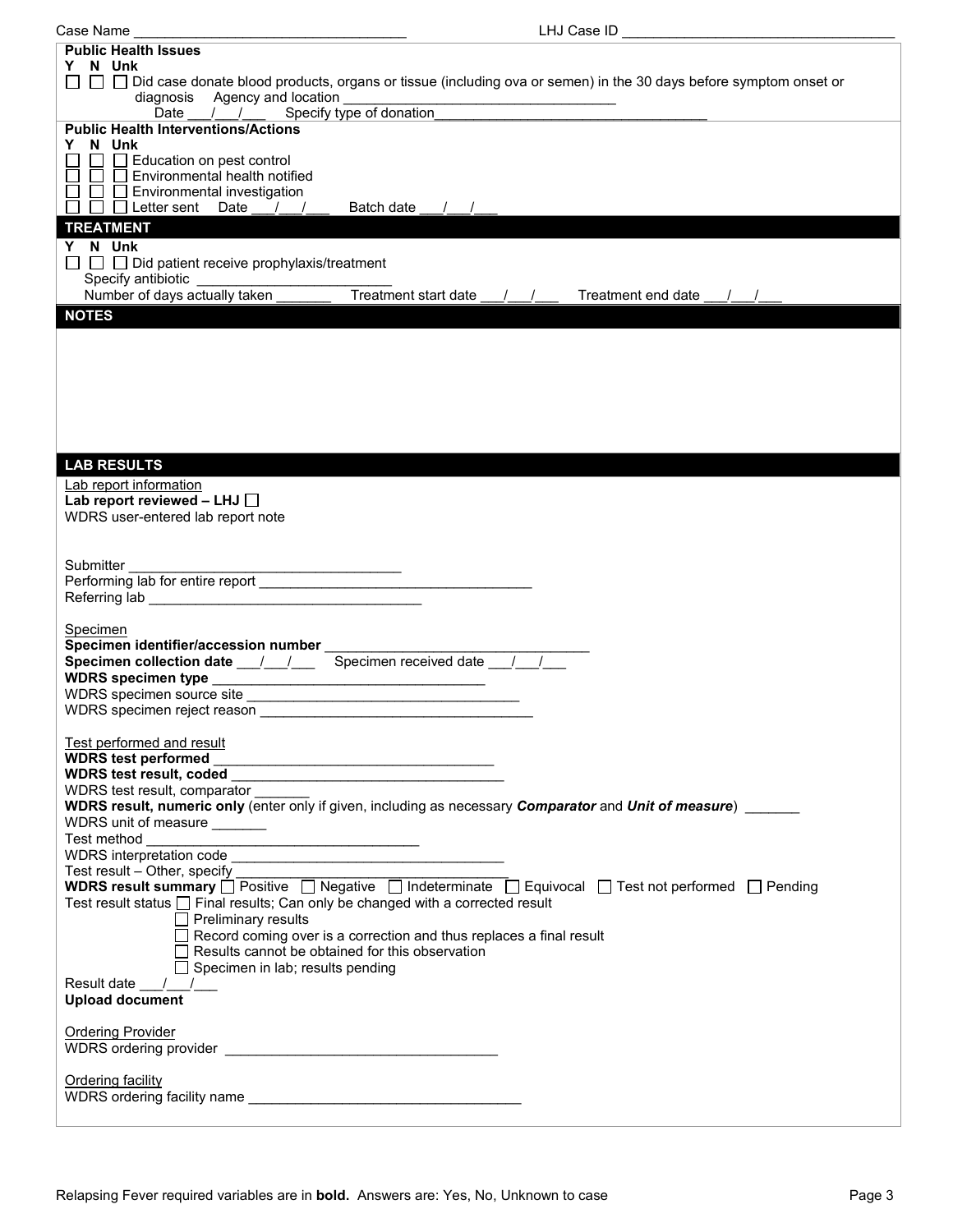Case Name ________________________________ LHJ Case ID ________________________________

**Public Health Issues**

**Y N Unk**

☐ ☐ ☐ Did case donate blood products, organs or tissue (including ova or semen) in the 30 days before symptom onset or diagnosis Agency and location ________________________________
Date ___/___/___ Specify type of donation ________________________________

**Public Health Interventions/Actions**

**Y N Unk**

☐ ☐ ☐ Education on pest control
☐ ☐ ☐ Environmental health notified
☐ ☐ ☐ Environmental investigation
☐ ☐ ☐ Letter sent Date ___/___/___ Batch date ___/___/___

## TREATMENT

**Y N Unk**

☐ ☐ ☐ Did patient receive prophylaxis/treatment
Specify antibiotic ________________________
Number of days actually taken _______ Treatment start date ___/___/___ Treatment end date ___/___/___

## NOTES

## LAB RESULTS

Lab report information

**Lab report reviewed – LHJ** ☐

WDRS user-entered lab report note

Submitter ________________________________
Performing lab for entire report ________________________________
Referring lab ________________________________

Specimen

**Specimen identifier/accession number** ________________________________
**Specimen collection date** ___/___/___ Specimen received date ___/___/___
**WDRS specimen type** ________________________________
WDRS specimen source site ________________________________
WDRS specimen reject reason ________________________________

Test performed and result

**WDRS test performed** ________________________________
**WDRS test result, coded** ________________________________
WDRS test result, comparator _______
**WDRS result, numeric only** (enter only if given, including as necessary ***Comparator*** and ***Unit of measure***) _______
WDRS unit of measure _______
Test method ________________________________
WDRS interpretation code ________________________________
Test result – Other, specify ________________________________
**WDRS result summary** ☐ Positive ☐ Negative ☐ Indeterminate ☐ Equivocal ☐ Test not performed ☐ Pending
Test result status ☐ Final results; Can only be changed with a corrected result
☐ Preliminary results
☐ Record coming over is a correction and thus replaces a final result
☐ Results cannot be obtained for this observation
☐ Specimen in lab; results pending
Result date ___/___/___
**Upload document**

Ordering Provider

WDRS ordering provider ________________________________

Ordering facility

WDRS ordering facility name ________________________________

Relapsing Fever required variables are in **bold**. Answers are: Yes, No, Unknown to case